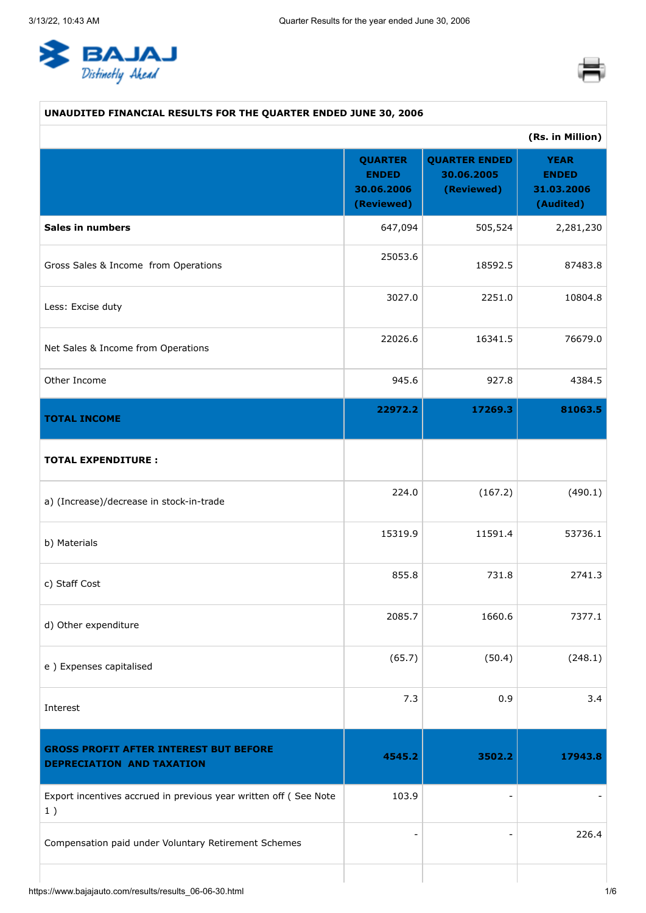**UNAUDITED FINANCIAL RESULTS FOR THE QUARTER ENDED JUNE 30, 2006**

**(Rs. in Million)**

| | QUARTER ENDED 30.06.2006 (Reviewed) | QUARTER ENDED 30.06.2005 (Reviewed) | YEAR ENDED 31.03.2006 (Audited) |
|---|---|---|---|
| **Sales in numbers** | 647,094 | 505,524 | 2,281,230 |
| Gross Sales & Income from Operations | 25053.6 | 18592.5 | 87483.8 |
| Less: Excise duty | 3027.0 | 2251.0 | 10804.8 |
| Net Sales & Income from Operations | 22026.6 | 16341.5 | 76679.0 |
| Other Income | 945.6 | 927.8 | 4384.5 |
| **TOTAL INCOME** | **22972.2** | **17269.3** | **81063.5** |
| **TOTAL EXPENDITURE :** | | | |
| a) (Increase)/decrease in stock-in-trade | 224.0 | (167.2) | (490.1) |
| b) Materials | 15319.9 | 11591.4 | 53736.1 |
| c) Staff Cost | 855.8 | 731.8 | 2741.3 |
| d) Other expenditure | 2085.7 | 1660.6 | 7377.1 |
| e ) Expenses capitalised | (65.7) | (50.4) | (248.1) |
| Interest | 7.3 | 0.9 | 3.4 |
| **GROSS PROFIT AFTER INTEREST BUT BEFORE DEPRECIATION AND TAXATION** | **4545.2** | **3502.2** | **17943.8** |
| Export incentives accrued in previous year written off ( See Note 1 ) | 103.9 | - | - |
| Compensation paid under Voluntary Retirement Schemes | - | - | 226.4 |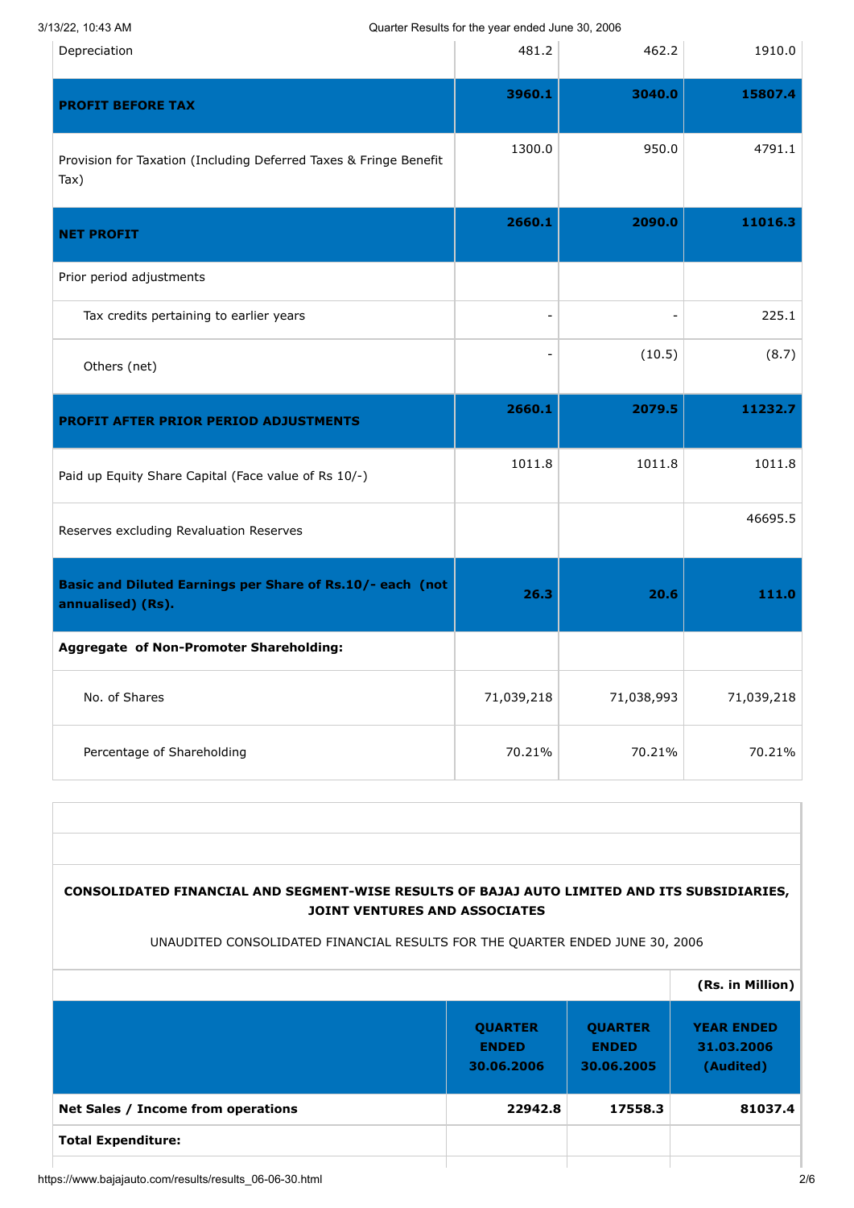| | | | |
|---|---|---|---|
| Depreciation | 481.2 | 462.2 | 1910.0 |
| **PROFIT BEFORE TAX** | **3960.1** | **3040.0** | **15807.4** |
| Provision for Taxation (Including Deferred Taxes & Fringe Benefit Tax) | 1300.0 | 950.0 | 4791.1 |
| **NET PROFIT** | **2660.1** | **2090.0** | **11016.3** |
| Prior period adjustments | | | |
| Tax credits pertaining to earlier years | - | - | 225.1 |
| Others (net) | - | (10.5) | (8.7) |
| **PROFIT AFTER PRIOR PERIOD ADJUSTMENTS** | **2660.1** | **2079.5** | **11232.7** |
| Paid up Equity Share Capital (Face value of Rs 10/-) | 1011.8 | 1011.8 | 1011.8 |
| Reserves excluding Revaluation Reserves | | | 46695.5 |
| **Basic and Diluted Earnings per Share of Rs.10/- each (not annualised) (Rs).** | **26.3** | **20.6** | **111.0** |
| **Aggregate of Non-Promoter Shareholding:** | | | |
| No. of Shares | 71,039,218 | 71,038,993 | 71,039,218 |
| Percentage of Shareholding | 70.21% | 70.21% | 70.21% |

**CONSOLIDATED FINANCIAL AND SEGMENT-WISE RESULTS OF BAJAJ AUTO LIMITED AND ITS SUBSIDIARIES, JOINT VENTURES AND ASSOCIATES**

UNAUDITED CONSOLIDATED FINANCIAL RESULTS FOR THE QUARTER ENDED JUNE 30, 2006

**(Rs. in Million)**

| | **QUARTER ENDED 30.06.2006** | **QUARTER ENDED 30.06.2005** | **YEAR ENDED 31.03.2006 (Audited)** |
|---|---|---|---|
| **Net Sales / Income from operations** | **22942.8** | **17558.3** | **81037.4** |
| **Total Expenditure:** | | | |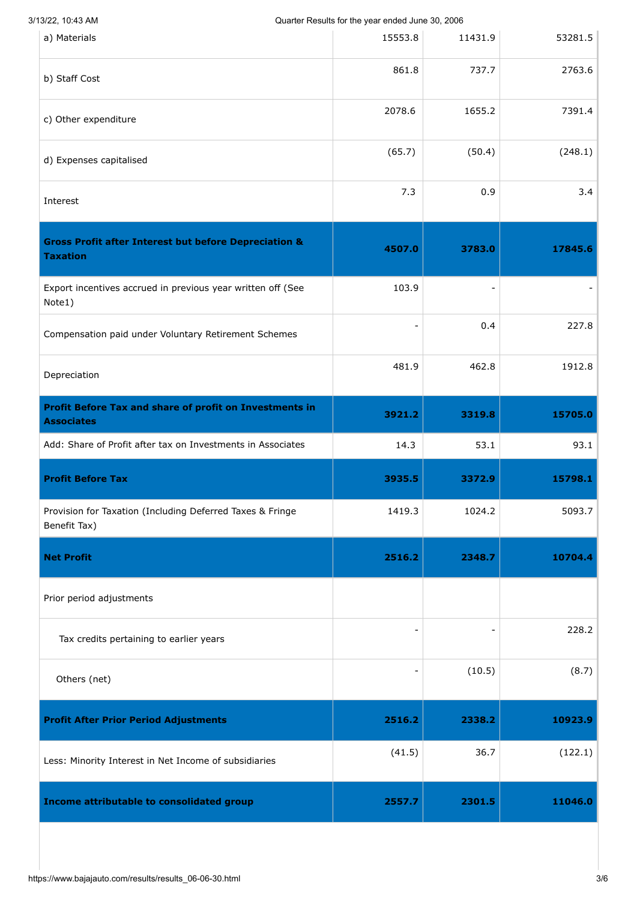| | | | |
|---|---|---|---|
| a) Materials | 15553.8 | 11431.9 | 53281.5 |
| b) Staff Cost | 861.8 | 737.7 | 2763.6 |
| c) Other expenditure | 2078.6 | 1655.2 | 7391.4 |
| d) Expenses capitalised | (65.7) | (50.4) | (248.1) |
| Interest | 7.3 | 0.9 | 3.4 |
| **Gross Profit after Interest but before Depreciation & Taxation** | **4507.0** | **3783.0** | **17845.6** |
| Export incentives accrued in previous year written off (See Note1) | 103.9 | - | - |
| Compensation paid under Voluntary Retirement Schemes | - | 0.4 | 227.8 |
| Depreciation | 481.9 | 462.8 | 1912.8 |
| **Profit Before Tax and share of profit on Investments in Associates** | **3921.2** | **3319.8** | **15705.0** |
| Add: Share of Profit after tax on Investments in Associates | 14.3 | 53.1 | 93.1 |
| **Profit Before Tax** | **3935.5** | **3372.9** | **15798.1** |
| Provision for Taxation (Including Deferred Taxes & Fringe Benefit Tax) | 1419.3 | 1024.2 | 5093.7 |
| **Net Profit** | **2516.2** | **2348.7** | **10704.4** |
| Prior period adjustments | | | |
| Tax credits pertaining to earlier years | - | - | 228.2 |
| Others (net) | - | (10.5) | (8.7) |
| **Profit After Prior Period Adjustments** | **2516.2** | **2338.2** | **10923.9** |
| Less: Minority Interest in Net Income of subsidiaries | (41.5) | 36.7 | (122.1) |
| **Income attributable to consolidated group** | **2557.7** | **2301.5** | **11046.0** |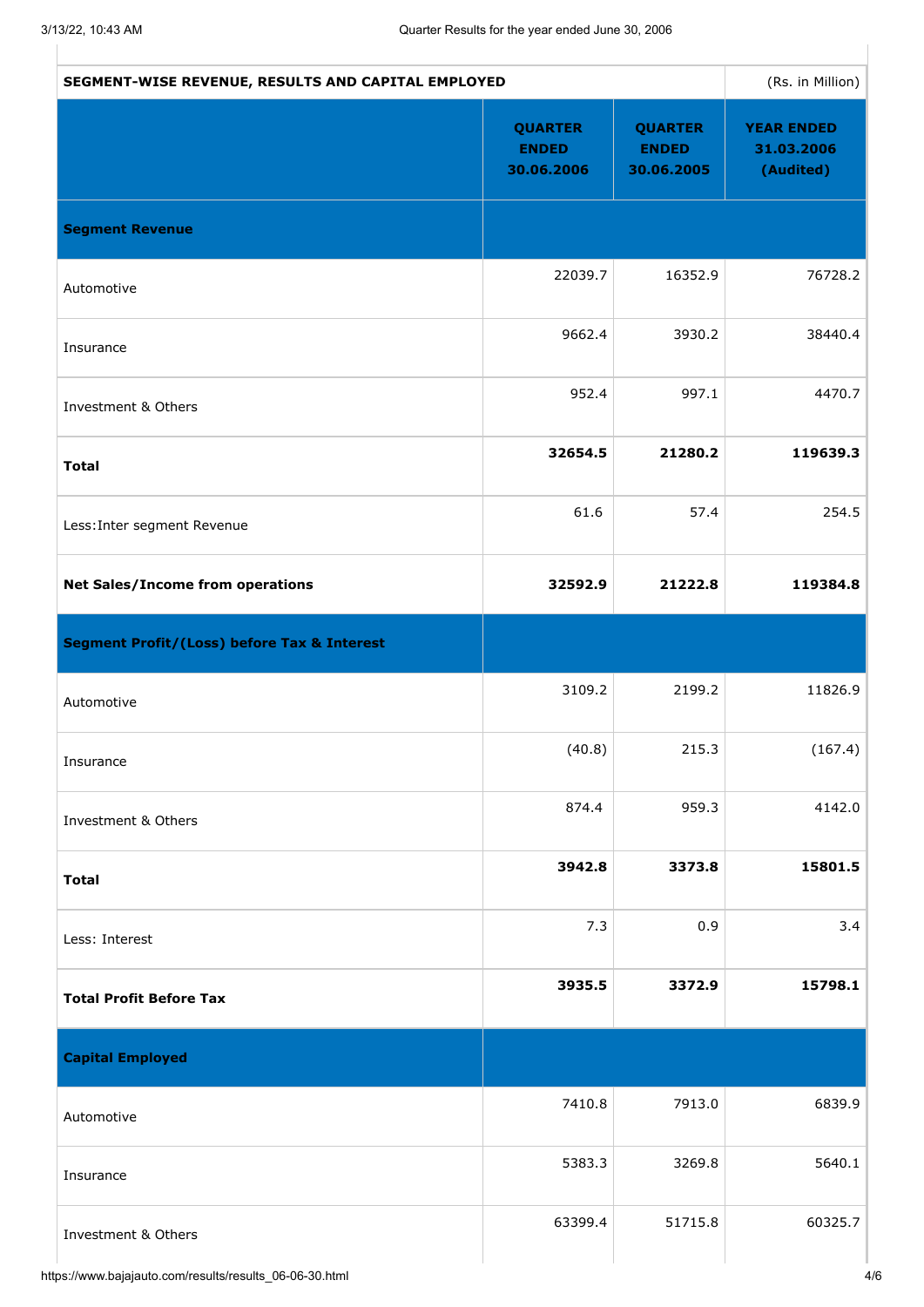| SEGMENT-WISE REVENUE, RESULTS AND CAPITAL EMPLOYED | | | (Rs. in Million) |
|---|---|---|---|
| | **QUARTER ENDED 30.06.2006** | **QUARTER ENDED 30.06.2005** | **YEAR ENDED 31.03.2006 (Audited)** |
| **Segment Revenue** | | | |
| Automotive | 22039.7 | 16352.9 | 76728.2 |
| Insurance | 9662.4 | 3930.2 | 38440.4 |
| Investment & Others | 952.4 | 997.1 | 4470.7 |
| **Total** | **32654.5** | **21280.2** | **119639.3** |
| Less:Inter segment Revenue | 61.6 | 57.4 | 254.5 |
| **Net Sales/Income from operations** | **32592.9** | **21222.8** | **119384.8** |
| **Segment Profit/(Loss) before Tax & Interest** | | | |
| Automotive | 3109.2 | 2199.2 | 11826.9 |
| Insurance | (40.8) | 215.3 | (167.4) |
| Investment & Others | 874.4 | 959.3 | 4142.0 |
| **Total** | **3942.8** | **3373.8** | **15801.5** |
| Less: Interest | 7.3 | 0.9 | 3.4 |
| **Total Profit Before Tax** | **3935.5** | **3372.9** | **15798.1** |
| **Capital Employed** | | | |
| Automotive | 7410.8 | 7913.0 | 6839.9 |
| Insurance | 5383.3 | 3269.8 | 5640.1 |
| Investment & Others | 63399.4 | 51715.8 | 60325.7 |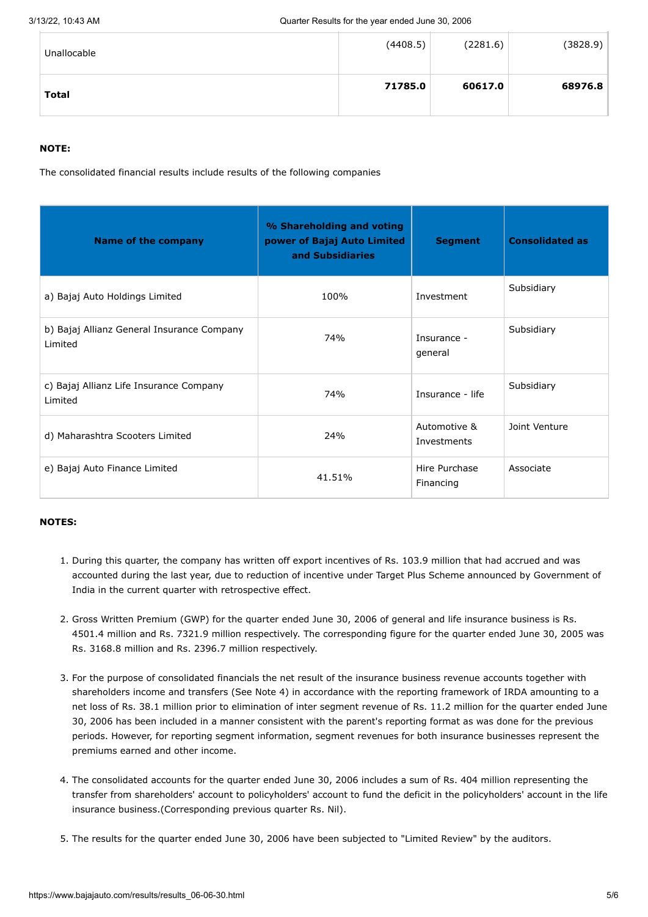| | | | |
|---|---|---|---|
| Unallocable | (4408.5) | (2281.6) | (3828.9) |
| **Total** | **71785.0** | **60617.0** | **68976.8** |

**NOTE:**

The consolidated financial results include results of the following companies

| Name of the company | % Shareholding and voting power of Bajaj Auto Limited and Subsidiaries | Segment | Consolidated as |
|---|---|---|---|
| a) Bajaj Auto Holdings Limited | 100% | Investment | Subsidiary |
| b) Bajaj Allianz General Insurance Company Limited | 74% | Insurance - general | Subsidiary |
| c) Bajaj Allianz Life Insurance Company Limited | 74% | Insurance - life | Subsidiary |
| d) Maharashtra Scooters Limited | 24% | Automotive & Investments | Joint Venture |
| e) Bajaj Auto Finance Limited | 41.51% | Hire Purchase Financing | Associate |

**NOTES:**

1. During this quarter, the company has written off export incentives of Rs. 103.9 million that had accrued and was accounted during the last year, due to reduction of incentive under Target Plus Scheme announced by Government of India in the current quarter with retrospective effect.
2. Gross Written Premium (GWP) for the quarter ended June 30, 2006 of general and life insurance business is Rs. 4501.4 million and Rs. 7321.9 million respectively. The corresponding figure for the quarter ended June 30, 2005 was Rs. 3168.8 million and Rs. 2396.7 million respectively.
3. For the purpose of consolidated financials the net result of the insurance business revenue accounts together with shareholders income and transfers (See Note 4) in accordance with the reporting framework of IRDA amounting to a net loss of Rs. 38.1 million prior to elimination of inter segment revenue of Rs. 11.2 million for the quarter ended June 30, 2006 has been included in a manner consistent with the parent's reporting format as was done for the previous periods. However, for reporting segment information, segment revenues for both insurance businesses represent the premiums earned and other income.
4. The consolidated accounts for the quarter ended June 30, 2006 includes a sum of Rs. 404 million representing the transfer from shareholders' account to policyholders' account to fund the deficit in the policyholders' account in the life insurance business.(Corresponding previous quarter Rs. Nil).
5. The results for the quarter ended June 30, 2006 have been subjected to "Limited Review" by the auditors.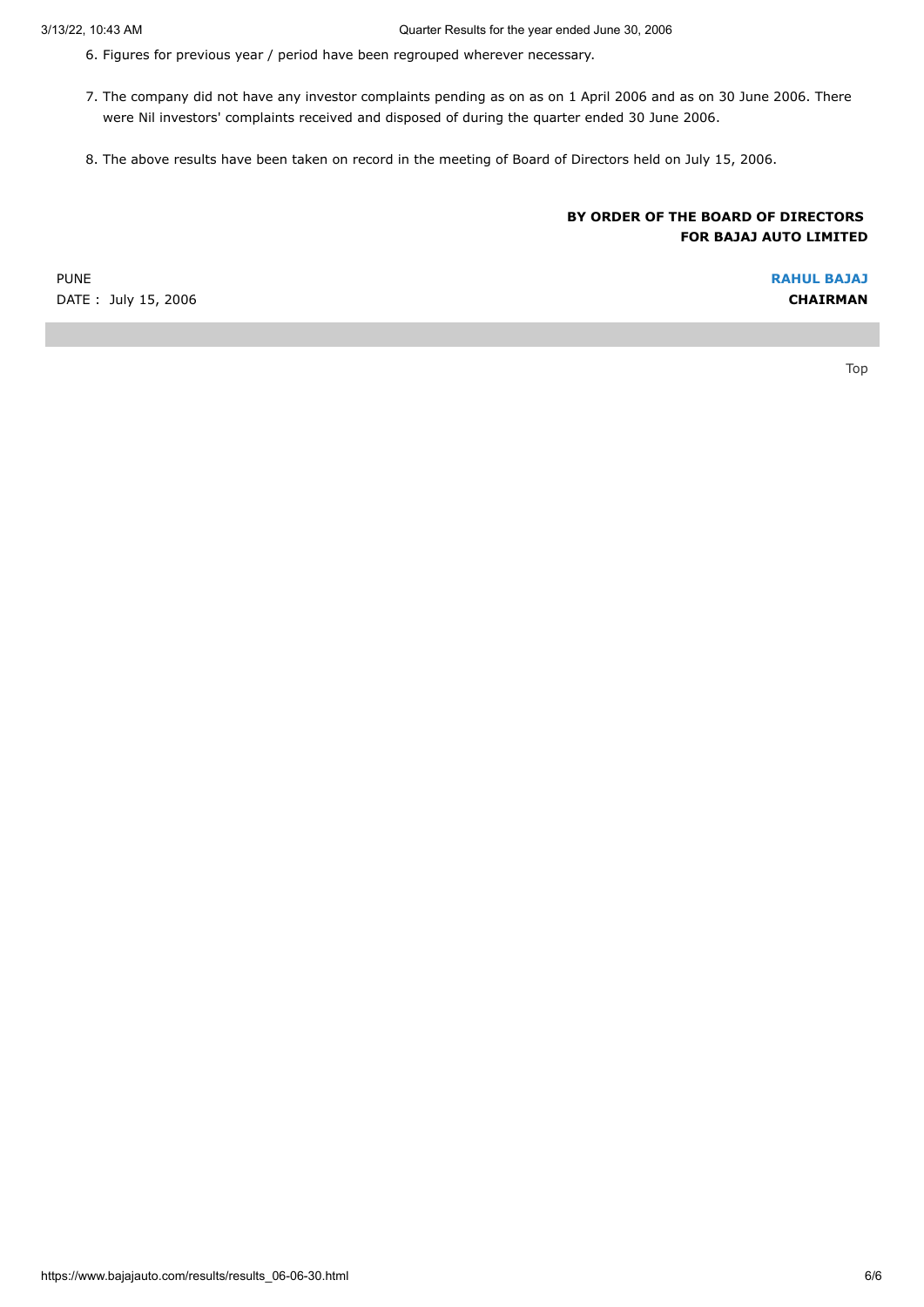6. Figures for previous year / period have been regrouped wherever necessary.

7. The company did not have any investor complaints pending as on as on 1 April 2006 and as on 30 June 2006. There were Nil investors' complaints received and disposed of during the quarter ended 30 June 2006.

8. The above results have been taken on record in the meeting of Board of Directors held on July 15, 2006.

**BY ORDER OF THE BOARD OF DIRECTORS**
**FOR BAJAJ AUTO LIMITED**

PUNE
DATE : July 15, 2006

**RAHUL BAJAJ**
**CHAIRMAN**

Top